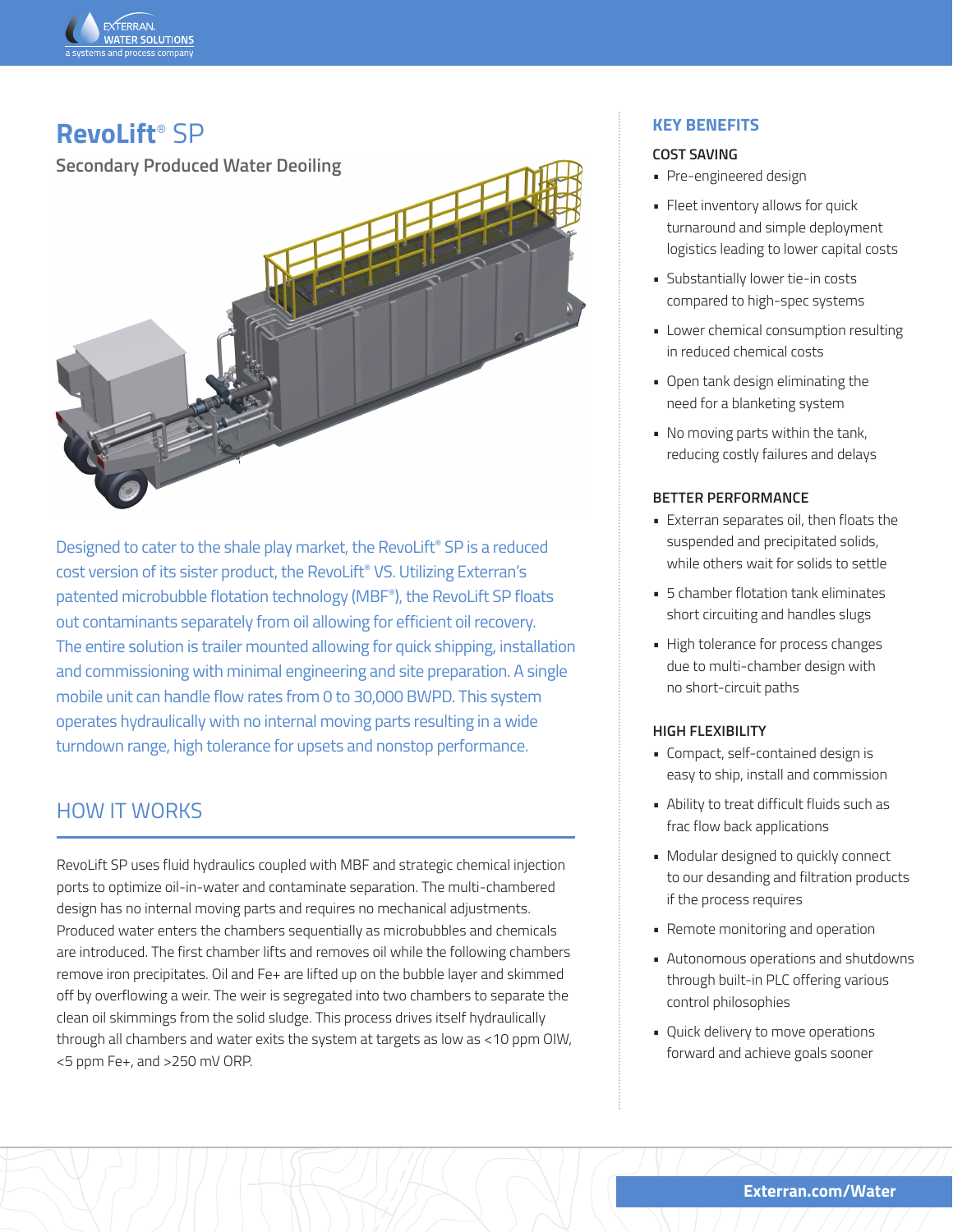# RevoLift® SP

Secondary Produced Water Deoiling

Designed to cater to the shale play market, the RevoLift® SP is a reduced cost version of its sister product, the RevoLift® VS. Utilizing Exterran's patented microbubble flotation technology (MBF®), the RevoLift SP floats out contaminants separately from oil allowing for efficient oil recovery. The entire solution is trailer mounted allowing for quick shipping, installation and commissioning with minimal engineering and site preparation. A single mobile unit can handle flow rates from 0 to 30,000 BWPD. This system operates hydraulically with no internal moving parts resulting in a wide turndown range, high tolerance for upsets and nonstop performance.

## HOW IT WORKS

RevoLift SP uses fluid hydraulics coupled with MBF and strategic chemical injection ports to optimize oil-in-water and contaminate separation. The multi-chambered design has no internal moving parts and requires no mechanical adjustments. Produced water enters the chambers sequentially as microbubbles and chemicals are introduced. The first chamber lifts and removes oil while the following chambers remove iron precipitates. Oil and Fe+ are lifted up on the bubble layer and skimmed off by overflowing a weir. The weir is segregated into two chambers to separate the clean oil skimmings from the solid sludge. This process drives itself hydraulically through all chambers and water exits the system at targets as low as <10 ppm OIW, <5 ppm Fe+, and >250 mV ORP.

## KEY BENEFITS

### COST SAVING

- Pre-engineered design
- Fleet inventory allows for quick turnaround and simple deployment logistics leading to lower capital costs
- Substantially lower tie-in costs compared to high-spec systems
- Lower chemical consumption resulting in reduced chemical costs
- Open tank design eliminating the need for a blanketing system
- No moving parts within the tank, reducing costly failures and delays

### BETTER PERFORMANCE

- Exterran separates oil, then floats the suspended and precipitated solids, while others wait for solids to settle
- 5 chamber flotation tank eliminates short circuiting and handles slugs
- High tolerance for process changes due to multi-chamber design with no short-circuit paths

### HIGH FLEXIBILITY

- Compact, self-contained design is easy to ship, install and commission
- Ability to treat difficult fluids such as frac flow back applications
- Modular designed to quickly connect to our desanding and filtration products if the process requires
- Remote monitoring and operation
- Autonomous operations and shutdowns through built-in PLC offering various control philosophies
- Quick delivery to move operations forward and achieve goals sooner

Exterran.com/Water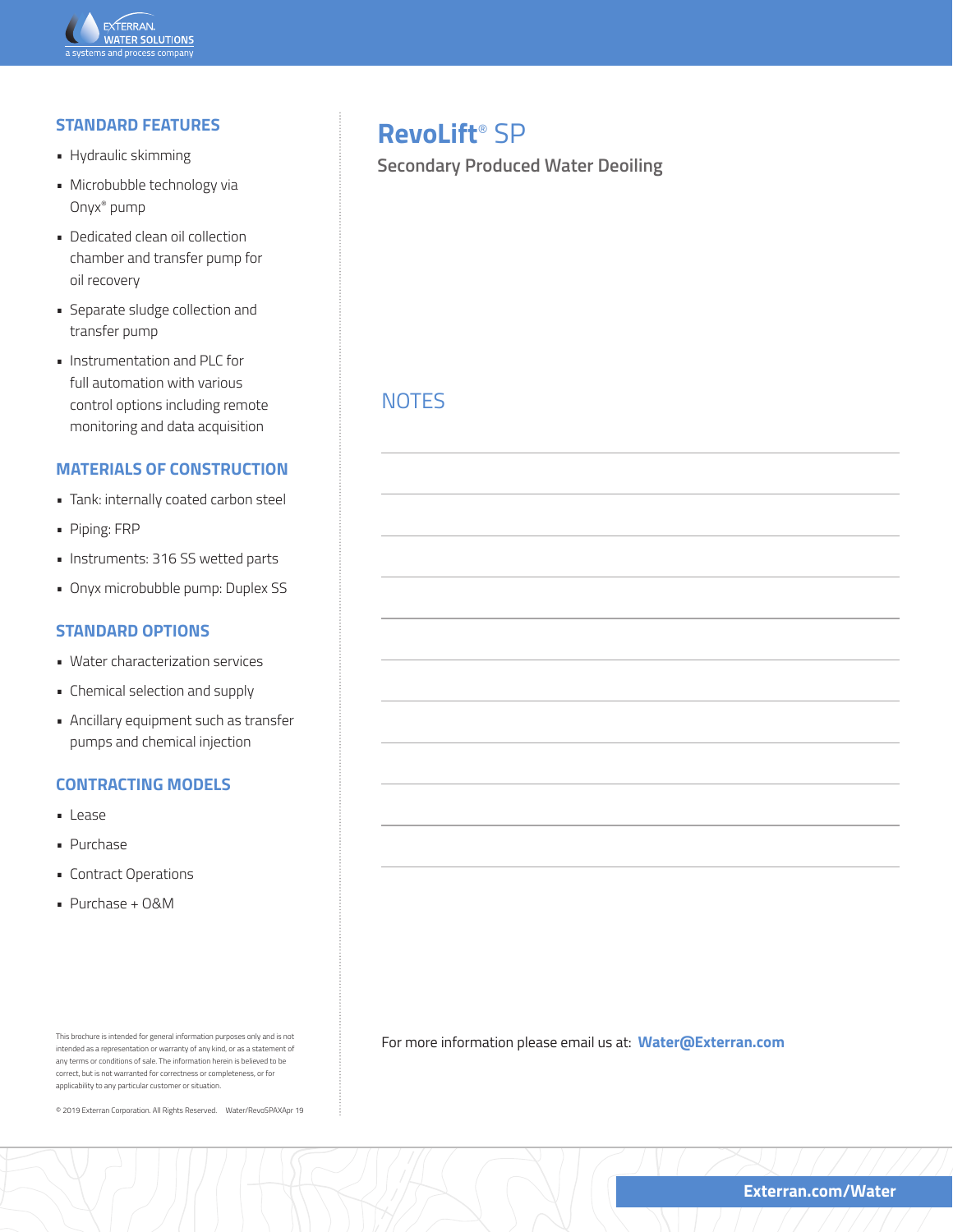EXTERRAN WATER SOLUTIONS
a systems and process company

# RevoLift® SP

## Secondary Produced Water Deoiling

## STANDARD FEATURES

- Hydraulic skimming
- Microbubble technology via Onyx® pump
- Dedicated clean oil collection chamber and transfer pump for oil recovery
- Separate sludge collection and transfer pump
- Instrumentation and PLC for full automation with various control options including remote monitoring and data acquisition

## MATERIALS OF CONSTRUCTION

- Tank: internally coated carbon steel
- Piping: FRP
- Instruments: 316 SS wetted parts
- Onyx microbubble pump: Duplex SS

## STANDARD OPTIONS

- Water characterization services
- Chemical selection and supply
- Ancillary equipment such as transfer pumps and chemical injection

## CONTRACTING MODELS

- Lease
- Purchase
- Contract Operations
- Purchase + O&M

## NOTES

This brochure is intended for general information purposes only and is not intended as a representation or warranty of any kind, or as a statement of any terms or conditions of sale. The information herein is believed to be correct, but is not warranted for correctness or completeness, or for applicability to any particular customer or situation.

© 2019 Exterran Corporation. All Rights Reserved. Water/RevoSPAXApr 19

For more information please email us at: **Water@Exterran.com**

**Exterran.com/Water**